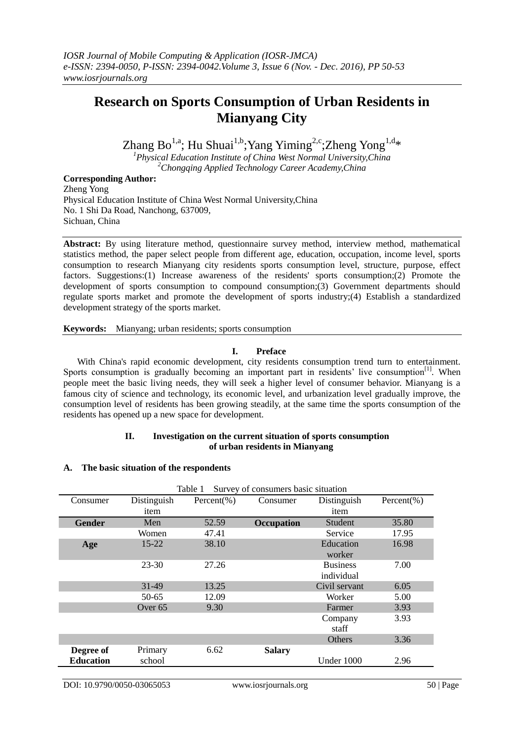# Research on Sports Consumption of Urban Residents in Mianyang City

Zhang Bo[1,a]; Hu Shuai[1,b];Yang Yiming[2,c];Zheng Yong[1,d]*

[1]*Physical Education Institute of China West Normal University,China*
[2]*Chongqing Applied Technology Career Academy,China*

**Corresponding Author:**
Zheng Yong
Physical Education Institute of China West Normal University,China
No. 1 Shi Da Road, Nanchong, 637009,
Sichuan, China

**Abstract:** By using literature method, questionnaire survey method, interview method, mathematical statistics method, the paper select people from different age, education, occupation, income level, sports consumption to research Mianyang city residents sports consumption level, structure, purpose, effect factors. Suggestions:(1) Increase awareness of the residents' sports consumption;(2) Promote the development of sports consumption to compound consumption;(3) Government departments should regulate sports market and promote the development of sports industry;(4) Establish a standardized development strategy of the sports market.

**Keywords:** Mianyang; urban residents; sports consumption

## I. Preface

With China's rapid economic development, city residents consumption trend turn to entertainment. Sports consumption is gradually becoming an important part in residents' live consumption[1]. When people meet the basic living needs, they will seek a higher level of consumer behavior. Mianyang is a famous city of science and technology, its economic level, and urbanization level gradually improve, the consumption level of residents has been growing steadily, at the same time the sports consumption of the residents has opened up a new space for development.

## II. Investigation on the current situation of sports consumption of urban residents in Mianyang

### A. The basic situation of the respondents

Table 1 Survey of consumers basic situation

| Consumer | Distinguish item | Percent(%) | Consumer | Distinguish item | Percent(%) |
|---|---|---|---|---|---|
| **Gender** | Men | 52.59 | **Occupation** | Student | 35.80 |
| | Women | 47.41 | | Service | 17.95 |
| **Age** | 15-22 | 38.10 | | Education worker | 16.98 |
| | 23-30 | 27.26 | | Business individual | 7.00 |
| | 31-49 | 13.25 | | Civil servant | 6.05 |
| | 50-65 | 12.09 | | Worker | 5.00 |
| | Over 65 | 9.30 | | Farmer | 3.93 |
| | | | | Company staff | 3.93 |
| | | | | Others | 3.36 |
| **Degree of Education** | Primary school | 6.62 | **Salary** | Under 1000 | 2.96 |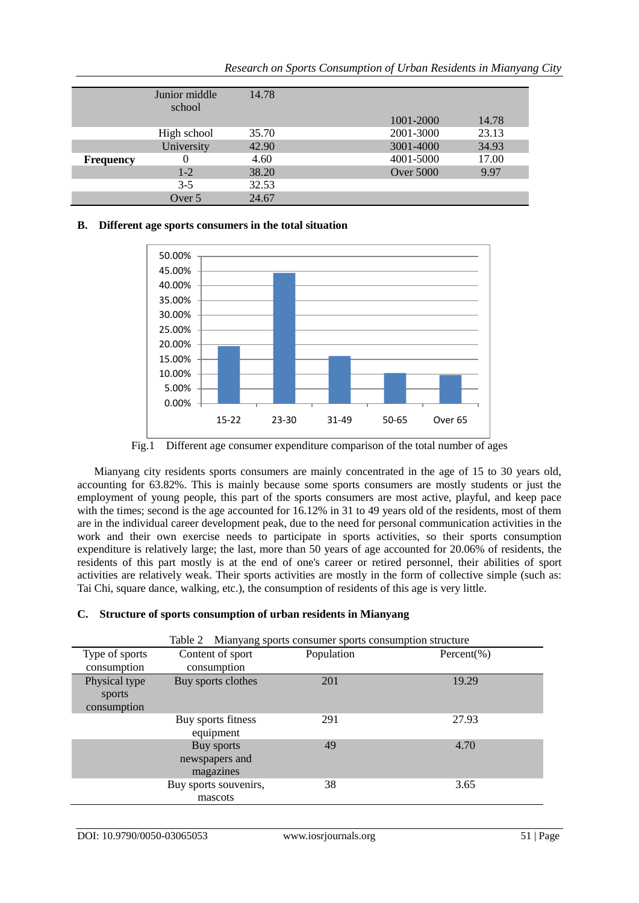|  |  |  |  |  |
|---|---|---|---|---|
|  | Junior middle school | 14.78 | 1001-2000 | 14.78 |
|  | High school | 35.70 | 2001-3000 | 23.13 |
|  | University | 42.90 | 3001-4000 | 34.93 |
| **Frequency** | 0 | 4.60 | 4001-5000 | 17.00 |
|  | 1-2 | 38.20 | Over 5000 | 9.97 |
|  | 3-5 | 32.53 |  |  |
|  | Over 5 | 24.67 |  |  |

### B. Different age sports consumers in the total situation

Fig.1 Different age consumer expenditure comparison of the total number of ages

Mianyang city residents sports consumers are mainly concentrated in the age of 15 to 30 years old, accounting for 63.82%. This is mainly because some sports consumers are mostly students or just the employment of young people, this part of the sports consumers are most active, playful, and keep pace with the times; second is the age accounted for 16.12% in 31 to 49 years old of the residents, most of them are in the individual career development peak, due to the need for personal communication activities in the work and their own exercise needs to participate in sports activities, so their sports consumption expenditure is relatively large; the last, more than 50 years of age accounted for 20.06% of residents, the residents of this part mostly is at the end of one's career or retired personnel, their abilities of sport activities are relatively weak. Their sports activities are mostly in the form of collective simple (such as: Tai Chi, square dance, walking, etc.), the consumption of residents of this age is very little.

### C. Structure of sports consumption of urban residents in Mianyang

Table 2 Mianyang sports consumer sports consumption structure

| Type of sports consumption | Content of sport consumption | Population | Percent(%) |
|---|---|---|---|
| Physical type sports consumption | Buy sports clothes | 201 | 19.29 |
|  | Buy sports fitness equipment | 291 | 27.93 |
|  | Buy sports newspapers and magazines | 49 | 4.70 |
|  | Buy sports souvenirs, mascots | 38 | 3.65 |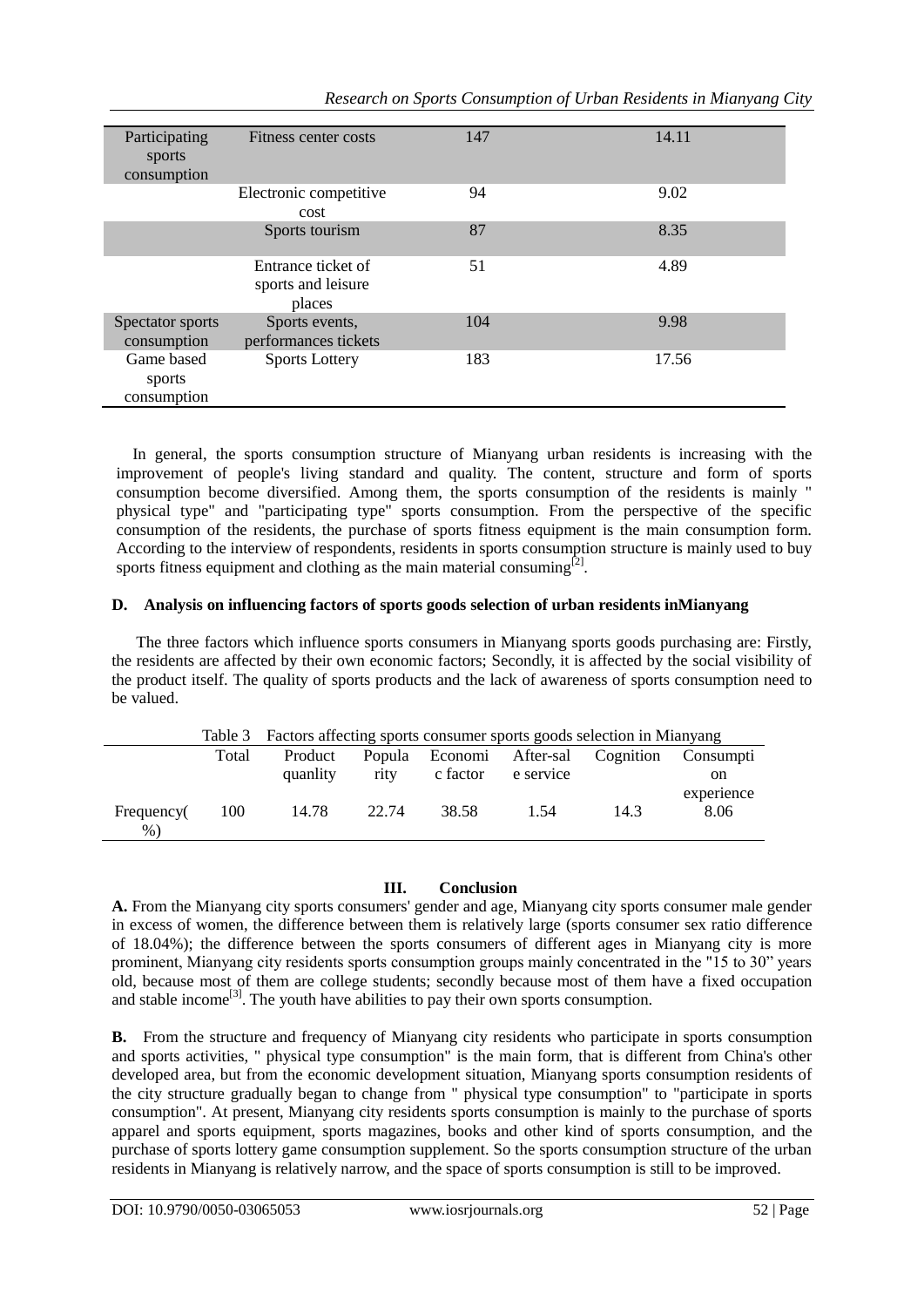| Participating sports consumption | Fitness center costs | 147 | 14.11 |
|---|---|---|---|
| | Electronic competitive cost | 94 | 9.02 |
| | Sports tourism | 87 | 8.35 |
| | Entrance ticket of sports and leisure places | 51 | 4.89 |
| Spectator sports consumption | Sports events, performances tickets | 104 | 9.98 |
| Game based sports consumption | Sports Lottery | 183 | 17.56 |

In general, the sports consumption structure of Mianyang urban residents is increasing with the improvement of people's living standard and quality. The content, structure and form of sports consumption become diversified. Among them, the sports consumption of the residents is mainly " physical type" and "participating type" sports consumption. From the perspective of the specific consumption of the residents, the purchase of sports fitness equipment is the main consumption form. According to the interview of respondents, residents in sports consumption structure is mainly used to buy sports fitness equipment and clothing as the main material consuming[2].

### D. Analysis on influencing factors of sports goods selection of urban residents inMianyang

The three factors which influence sports consumers in Mianyang sports goods purchasing are: Firstly, the residents are affected by their own economic factors; Secondly, it is affected by the social visibility of the product itself. The quality of sports products and the lack of awareness of sports consumption need to be valued.

Table 3 Factors affecting sports consumer sports goods selection in Mianyang

| | Total | Product quanlity | Popularity | Economic factor | After-sale service | Cognition | Consumption experience |
|---|---|---|---|---|---|---|---|
| Frequency(%) | 100 | 14.78 | 22.74 | 38.58 | 1.54 | 14.3 | 8.06 |

## III. Conclusion

**A.** From the Mianyang city sports consumers' gender and age, Mianyang city sports consumer male gender in excess of women, the difference between them is relatively large (sports consumer sex ratio difference of 18.04%); the difference between the sports consumers of different ages in Mianyang city is more prominent, Mianyang city residents sports consumption groups mainly concentrated in the "15 to 30" years old, because most of them are college students; secondly because most of them have a fixed occupation and stable income[3]. The youth have abilities to pay their own sports consumption.

**B.** From the structure and frequency of Mianyang city residents who participate in sports consumption and sports activities, " physical type consumption" is the main form, that is different from China's other developed area, but from the economic development situation, Mianyang sports consumption residents of the city structure gradually began to change from " physical type consumption" to "participate in sports consumption". At present, Mianyang city residents sports consumption is mainly to the purchase of sports apparel and sports equipment, sports magazines, books and other kind of sports consumption, and the purchase of sports lottery game consumption supplement. So the sports consumption structure of the urban residents in Mianyang is relatively narrow, and the space of sports consumption is still to be improved.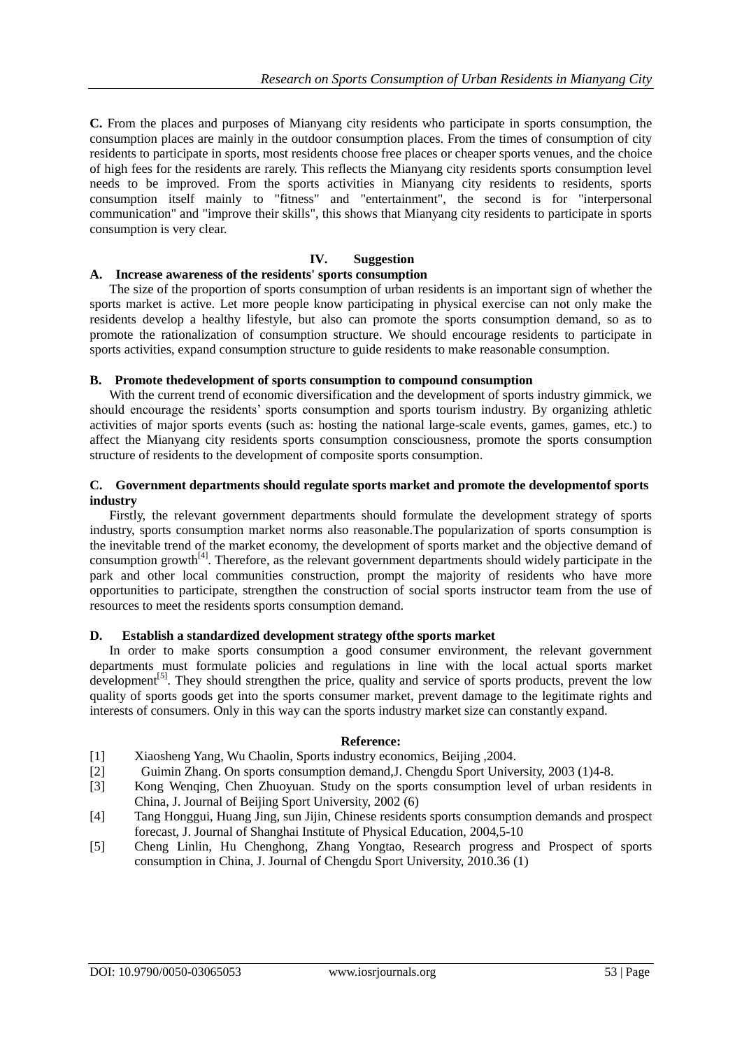**C.** From the places and purposes of Mianyang city residents who participate in sports consumption, the consumption places are mainly in the outdoor consumption places. From the times of consumption of city residents to participate in sports, most residents choose free places or cheaper sports venues, and the choice of high fees for the residents are rarely. This reflects the Mianyang city residents sports consumption level needs to be improved. From the sports activities in Mianyang city residents to residents, sports consumption itself mainly to "fitness" and "entertainment", the second is for "interpersonal communication" and "improve their skills", this shows that Mianyang city residents to participate in sports consumption is very clear.

## IV. Suggestion

### A. Increase awareness of the residents' sports consumption

The size of the proportion of sports consumption of urban residents is an important sign of whether the sports market is active. Let more people know participating in physical exercise can not only make the residents develop a healthy lifestyle, but also can promote the sports consumption demand, so as to promote the rationalization of consumption structure. We should encourage residents to participate in sports activities, expand consumption structure to guide residents to make reasonable consumption.

### B. Promote thedevelopment of sports consumption to compound consumption

With the current trend of economic diversification and the development of sports industry gimmick, we should encourage the residents' sports consumption and sports tourism industry. By organizing athletic activities of major sports events (such as: hosting the national large-scale events, games, games, etc.) to affect the Mianyang city residents sports consumption consciousness, promote the sports consumption structure of residents to the development of composite sports consumption.

### C. Government departments should regulate sports market and promote the developmentof sports industry

Firstly, the relevant government departments should formulate the development strategy of sports industry, sports consumption market norms also reasonable.The popularization of sports consumption is the inevitable trend of the market economy, the development of sports market and the objective demand of consumption growth[4]. Therefore, as the relevant government departments should widely participate in the park and other local communities construction, prompt the majority of residents who have more opportunities to participate, strengthen the construction of social sports instructor team from the use of resources to meet the residents sports consumption demand.

### D. Establish a standardized development strategy ofthe sports market

In order to make sports consumption a good consumer environment, the relevant government departments must formulate policies and regulations in line with the local actual sports market development[5]. They should strengthen the price, quality and service of sports products, prevent the low quality of sports goods get into the sports consumer market, prevent damage to the legitimate rights and interests of consumers. Only in this way can the sports industry market size can constantly expand.

## Reference:

[1] Xiaosheng Yang, Wu Chaolin, Sports industry economics, Beijing ,2004.

[2] Guimin Zhang. On sports consumption demand,J. Chengdu Sport University, 2003 (1)4-8.

[3] Kong Wenqing, Chen Zhuoyuan. Study on the sports consumption level of urban residents in China, J. Journal of Beijing Sport University, 2002 (6)

[4] Tang Honggui, Huang Jing, sun Jijin, Chinese residents sports consumption demands and prospect forecast, J. Journal of Shanghai Institute of Physical Education, 2004,5-10

[5] Cheng Linlin, Hu Chenghong, Zhang Yongtao, Research progress and Prospect of sports consumption in China, J. Journal of Chengdu Sport University, 2010.36 (1)